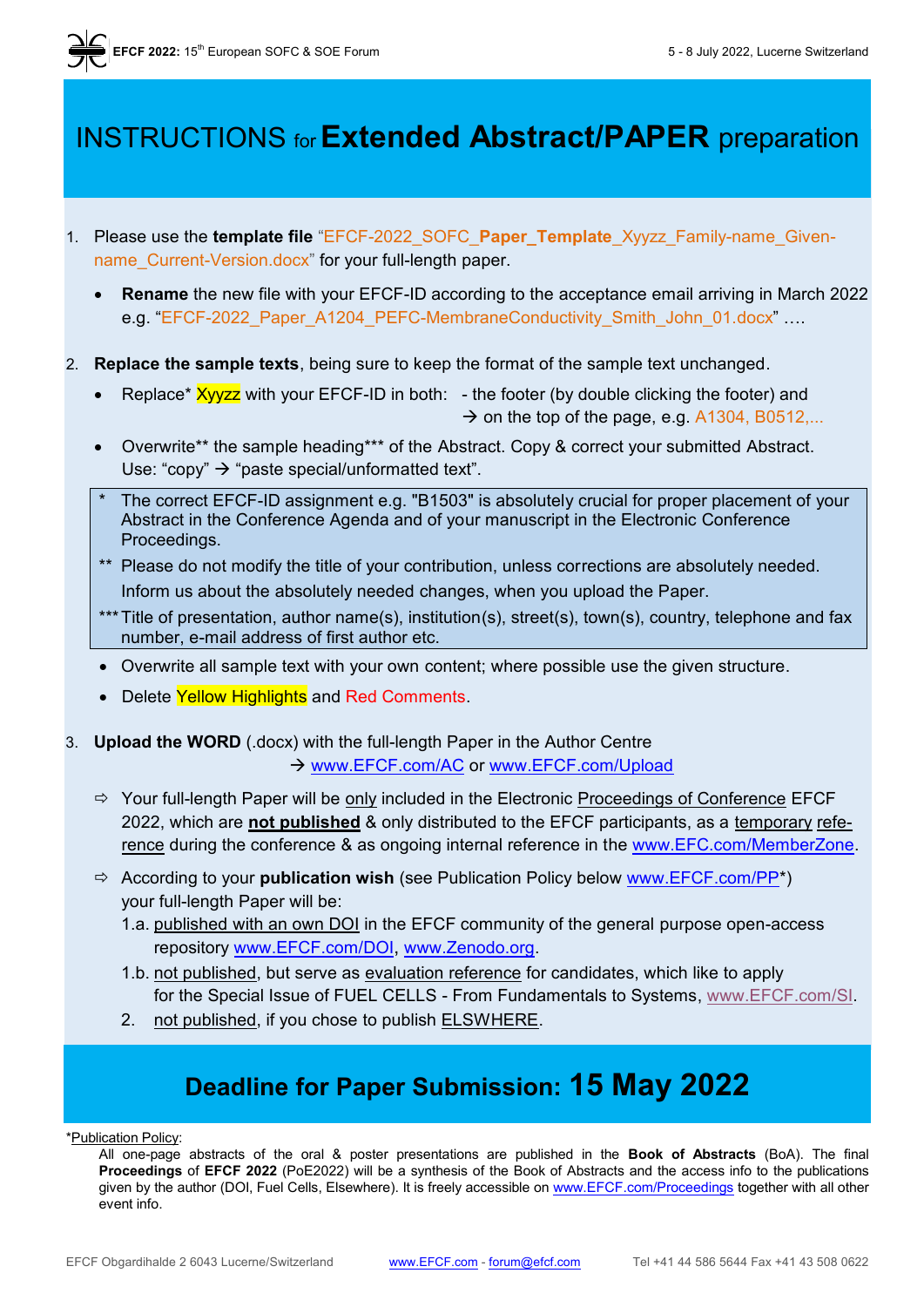# INSTRUCTIONS for **Extended Abstract/PAPER** preparation

1. Please use the **template file** "EFCF-2022_SOFC_**Paper_Template**_Xyyzz_Family-name_Given-name_Current-Version.docx" for your full-length paper.
   - **Rename** the new file with your EFCF-ID according to the acceptance email arriving in March 2022 e.g. "EFCF-2022_Paper_A1204_PEFC-MembraneConductivity_Smith_John_01.docx" ….

2. **Replace the sample texts**, being sure to keep the format of the sample text unchanged.
   - Replace* Xyyzz with your EFCF-ID in both: - the footer (by double clicking the footer) and → on the top of the page, e.g. A1304, B0512,...
   - Overwrite** the sample heading*** of the Abstract. Copy & correct your submitted Abstract. Use: "copy" → "paste special/unformatted text".

   > \* The correct EFCF-ID assignment e.g. "B1503" is absolutely crucial for proper placement of your Abstract in the Conference Agenda and of your manuscript in the Electronic Conference Proceedings.
   >
   > \*\* Please do not modify the title of your contribution, unless corrections are absolutely needed. Inform us about the absolutely needed changes, when you upload the Paper.
   >
   > \*\*\* Title of presentation, author name(s), institution(s), street(s), town(s), country, telephone and fax number, e-mail address of first author etc.

   - Overwrite all sample text with your own content; where possible use the given structure.
   - Delete Yellow Highlights and Red Comments.

3. **Upload the WORD** (.docx) with the full-length Paper in the Author Centre → www.EFCF.com/AC or www.EFCF.com/Upload
   - ⇨ Your full-length Paper will be only included in the Electronic Proceedings of Conference EFCF 2022, which are **not published** & only distributed to the EFCF participants, as a temporary reference during the conference & as ongoing internal reference in the www.EFC.com/MemberZone.
   - ⇨ According to your **publication wish** (see Publication Policy below www.EFCF.com/PP*) your full-length Paper will be:
     - 1.a. published with an own DOI in the EFCF community of the general purpose open-access repository www.EFCF.com/DOI, www.Zenodo.org.
     - 1.b. not published, but serve as evaluation reference for candidates, which like to apply for the Special Issue of FUEL CELLS - From Fundamentals to Systems, www.EFCF.com/SI.
     - 2. not published, if you chose to publish ELSWHERE.

## Deadline for Paper Submission: 15 May 2022

*Publication Policy:

All one-page abstracts of the oral & poster presentations are published in the **Book of Abstracts** (BoA). The final **Proceedings** of **EFCF 2022** (PoE2022) will be a synthesis of the Book of Abstracts and the access info to the publications given by the author (DOI, Fuel Cells, Elsewhere). It is freely accessible on www.EFCF.com/Proceedings together with all other event info.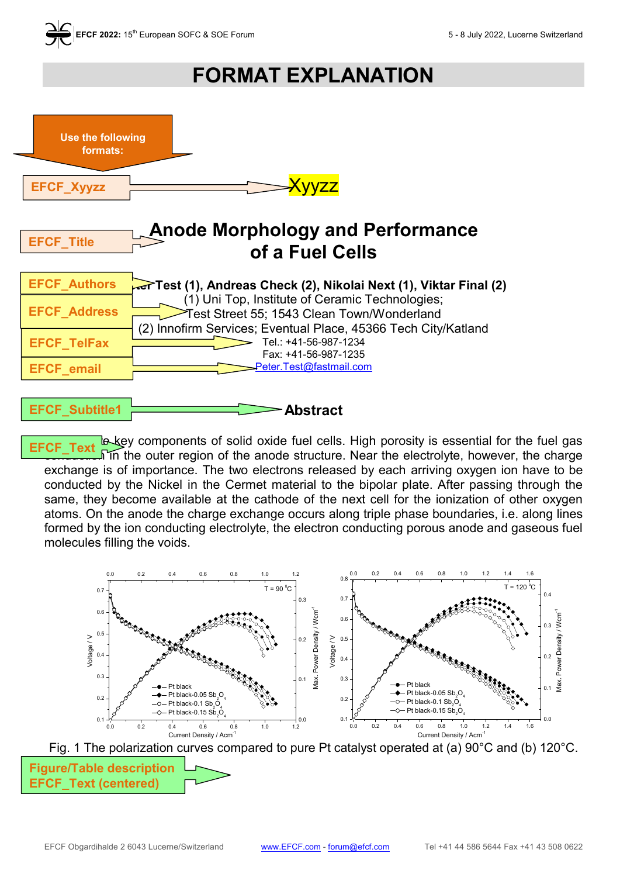# FORMAT EXPLANATION

Use the following formats:

EFCF_Xyyzz → Xyyzz

EFCF_Title → **Anode Morphology and Performance of a Fuel Cells**

EFCF_Authors → **Peter Test (1), Andreas Check (2), Nikolai Next (1), Viktar Final (2)**

EFCF_Address → (1) Uni Top, Institute of Ceramic Technologies; Test Street 55; 1543 Clean Town/Wonderland
(2) Innofirm Services; Eventual Place, 45366 Tech City/Katland

EFCF_TelFax → Tel.: +41-56-987-1234
Fax: +41-56-987-1235

EFCF_email → Peter.Test@fastmail.com

EFCF_Subtitle1 → **Abstract**

EFCF_Text → ...e key components of solid oxide fuel cells. High porosity is essential for the fuel gas ...n in the outer region of the anode structure. Near the electrolyte, however, the charge exchange is of importance. The two electrons released by each arriving oxygen ion have to be conducted by the Nickel in the Cermet material to the bipolar plate. After passing through the same, they become available at the cathode of the next cell for the ionization of other oxygen atoms. On the anode the charge exchange occurs along triple phase boundaries, i.e. along lines formed by the ion conducting electrolyte, the electron conducting porous anode and gaseous fuel molecules filling the voids.

Fig. 1 The polarization curves compared to pure Pt catalyst operated at (a) 90°C and (b) 120°C.

Figure/Table description EFCF_Text (centered)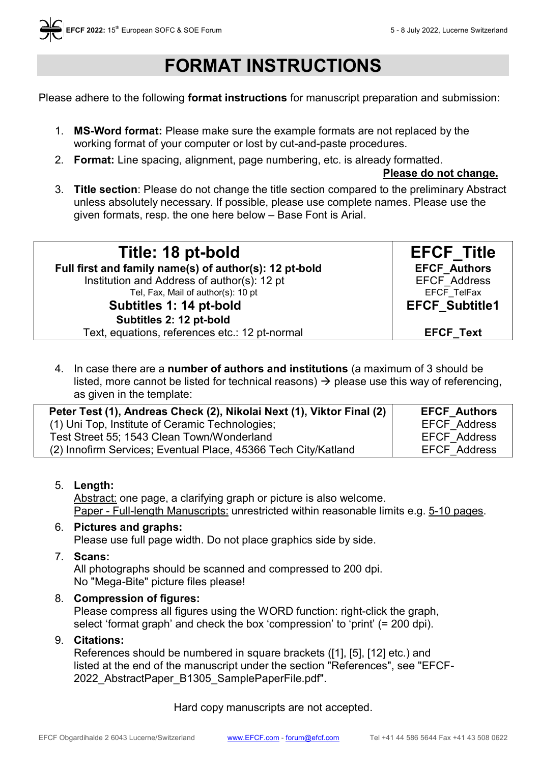# FORMAT INSTRUCTIONS

Please adhere to the following **format instructions** for manuscript preparation and submission:

1. **MS-Word format:** Please make sure the example formats are not replaced by the working format of your computer or lost by cut-and-paste procedures.
2. **Format:** Line spacing, alignment, page numbering, etc. is already formatted. **Please do not change.**
3. **Title section**: Please do not change the title section compared to the preliminary Abstract unless absolutely necessary. If possible, please use complete names. Please use the given formats, resp. the one here below – Base Font is Arial.

| | |
|---|---|
| **Title: 18 pt-bold** | **EFCF_Title** |
| **Full first and family name(s) of author(s): 12 pt-bold** | **EFCF_Authors** |
| Institution and Address of author(s): 12 pt | EFCF_Address |
| Tel, Fax, Mail of author(s): 10 pt | EFCF_TelFax |
| **Subtitles 1: 14 pt-bold** | **EFCF_Subtitle1** |
| **Subtitles 2: 12 pt-bold** | |
| Text, equations, references etc.: 12 pt-normal | **EFCF_Text** |

4. In case there are a **number of authors and institutions** (a maximum of 3 should be listed, more cannot be listed for technical reasons) → please use this way of referencing, as given in the template:

| | |
|---|---|
| **Peter Test (1), Andreas Check (2), Nikolai Next (1), Viktor Final (2)** | **EFCF_Authors** |
| (1) Uni Top, Institute of Ceramic Technologies; | EFCF_Address |
| Test Street 55; 1543 Clean Town/Wonderland | EFCF_Address |
| (2) Innofirm Services; Eventual Place, 45366 Tech City/Katland | EFCF_Address |

5. **Length:**
   Abstract: one page, a clarifying graph or picture is also welcome.
   Paper - Full-length Manuscripts: unrestricted within reasonable limits e.g. 5-10 pages.
6. **Pictures and graphs:**
   Please use full page width. Do not place graphics side by side.
7. **Scans:**
   All photographs should be scanned and compressed to 200 dpi.
   No "Mega-Bite" picture files please!
8. **Compression of figures:**
   Please compress all figures using the WORD function: right-click the graph, select 'format graph' and check the box 'compression' to 'print' (= 200 dpi).
9. **Citations:**
   References should be numbered in square brackets ([1], [5], [12] etc.) and listed at the end of the manuscript under the section "References", see "EFCF-2022_AbstractPaper_B1305_SamplePaperFile.pdf".

Hard copy manuscripts are not accepted.